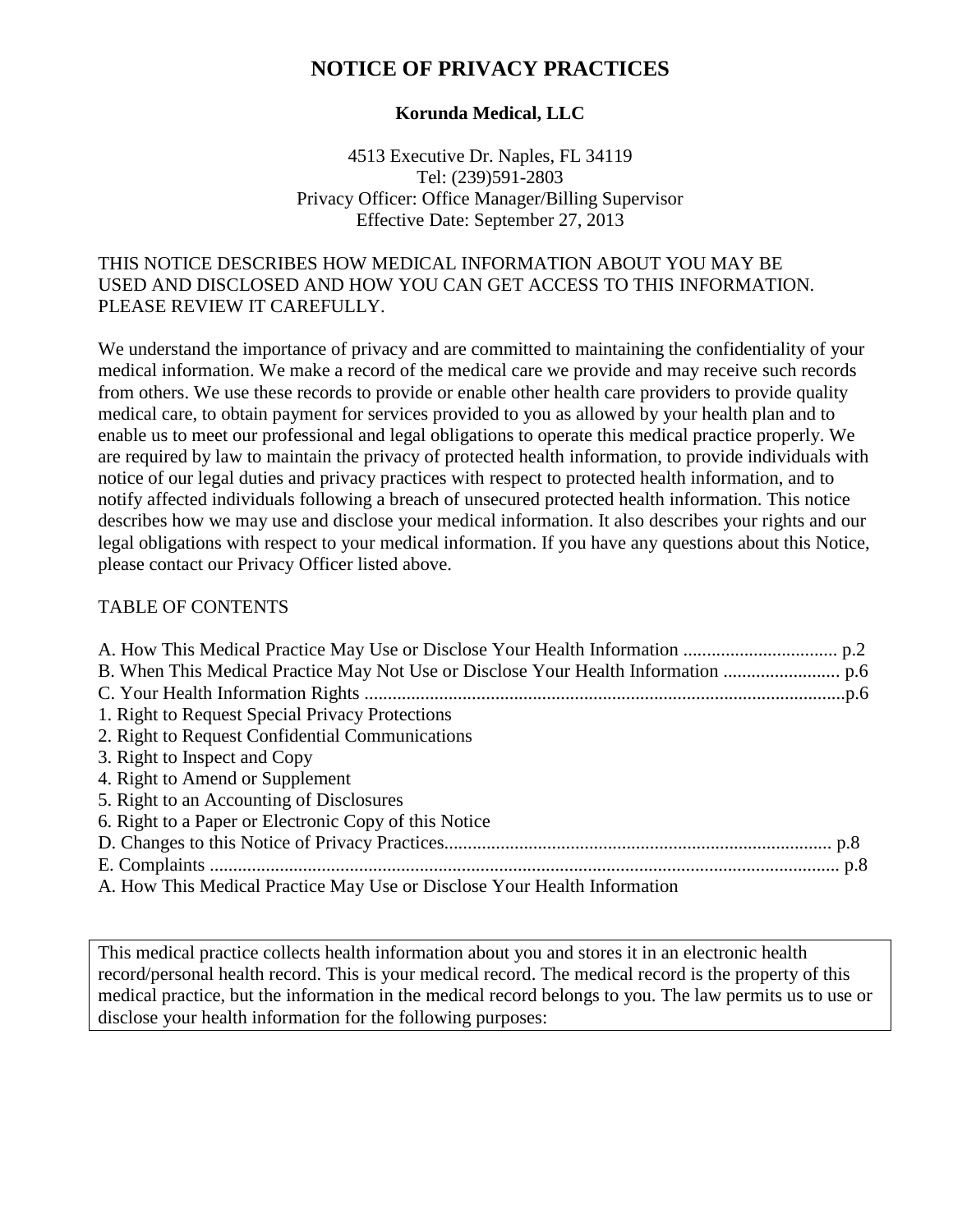# NOTICE OF PRIVACY PRACTICES

**Korunda Medical, LLC**

4513 Executive Dr. Naples, FL 34119
Tel: (239)591-2803
Privacy Officer: Office Manager/Billing Supervisor
Effective Date: September 27, 2013

THIS NOTICE DESCRIBES HOW MEDICAL INFORMATION ABOUT YOU MAY BE USED AND DISCLOSED AND HOW YOU CAN GET ACCESS TO THIS INFORMATION. PLEASE REVIEW IT CAREFULLY.

We understand the importance of privacy and are committed to maintaining the confidentiality of your medical information. We make a record of the medical care we provide and may receive such records from others. We use these records to provide or enable other health care providers to provide quality medical care, to obtain payment for services provided to you as allowed by your health plan and to enable us to meet our professional and legal obligations to operate this medical practice properly. We are required by law to maintain the privacy of protected health information, to provide individuals with notice of our legal duties and privacy practices with respect to protected health information, and to notify affected individuals following a breach of unsecured protected health information. This notice describes how we may use and disclose your medical information. It also describes your rights and our legal obligations with respect to your medical information. If you have any questions about this Notice, please contact our Privacy Officer listed above.

TABLE OF CONTENTS

A. How This Medical Practice May Use or Disclose Your Health Information ................................. p.2
B. When This Medical Practice May Not Use or Disclose Your Health Information ......................... p.6
C. Your Health Information Rights .......................................................................................................p.6
1. Right to Request Special Privacy Protections
2. Right to Request Confidential Communications
3. Right to Inspect and Copy
4. Right to Amend or Supplement
5. Right to an Accounting of Disclosures
6. Right to a Paper or Electronic Copy of this Notice
D. Changes to this Notice of Privacy Practices.................................................................................. p.8
E. Complaints ...................................................................................................................................... p.8

A. How This Medical Practice May Use or Disclose Your Health Information

This medical practice collects health information about you and stores it in an electronic health record/personal health record. This is your medical record. The medical record is the property of this medical practice, but the information in the medical record belongs to you. The law permits us to use or disclose your health information for the following purposes: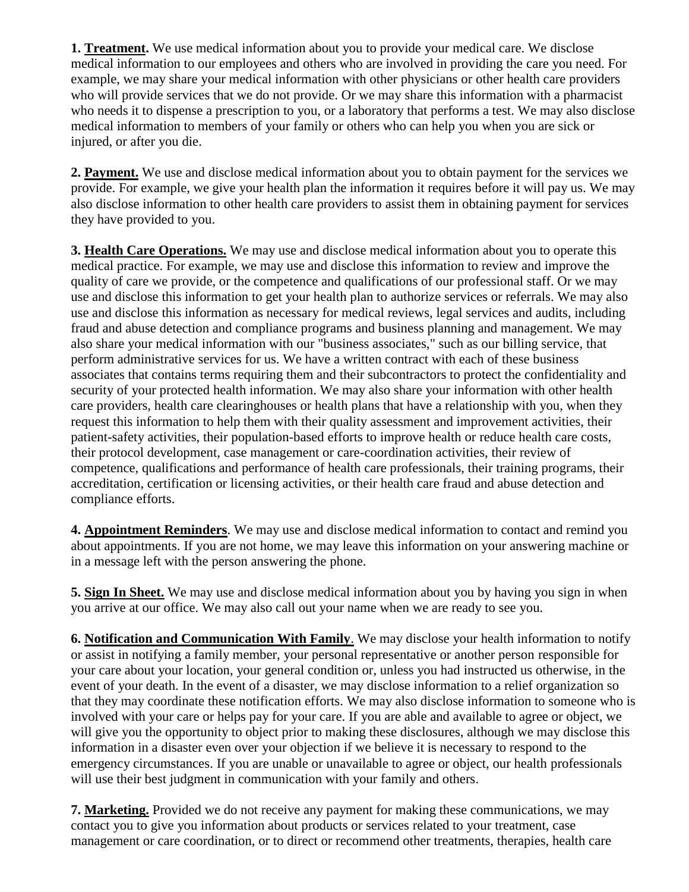**1. Treatment.** We use medical information about you to provide your medical care. We disclose medical information to our employees and others who are involved in providing the care you need. For example, we may share your medical information with other physicians or other health care providers who will provide services that we do not provide. Or we may share this information with a pharmacist who needs it to dispense a prescription to you, or a laboratory that performs a test. We may also disclose medical information to members of your family or others who can help you when you are sick or injured, or after you die.

**2. Payment.** We use and disclose medical information about you to obtain payment for the services we provide. For example, we give your health plan the information it requires before it will pay us. We may also disclose information to other health care providers to assist them in obtaining payment for services they have provided to you.

**3. Health Care Operations.** We may use and disclose medical information about you to operate this medical practice. For example, we may use and disclose this information to review and improve the quality of care we provide, or the competence and qualifications of our professional staff. Or we may use and disclose this information to get your health plan to authorize services or referrals. We may also use and disclose this information as necessary for medical reviews, legal services and audits, including fraud and abuse detection and compliance programs and business planning and management. We may also share your medical information with our "business associates," such as our billing service, that perform administrative services for us. We have a written contract with each of these business associates that contains terms requiring them and their subcontractors to protect the confidentiality and security of your protected health information. We may also share your information with other health care providers, health care clearinghouses or health plans that have a relationship with you, when they request this information to help them with their quality assessment and improvement activities, their patient-safety activities, their population-based efforts to improve health or reduce health care costs, their protocol development, case management or care-coordination activities, their review of competence, qualifications and performance of health care professionals, their training programs, their accreditation, certification or licensing activities, or their health care fraud and abuse detection and compliance efforts.

**4. Appointment Reminders**. We may use and disclose medical information to contact and remind you about appointments. If you are not home, we may leave this information on your answering machine or in a message left with the person answering the phone.

**5. Sign In Sheet.** We may use and disclose medical information about you by having you sign in when you arrive at our office. We may also call out your name when we are ready to see you.

**6. Notification and Communication With Family**. We may disclose your health information to notify or assist in notifying a family member, your personal representative or another person responsible for your care about your location, your general condition or, unless you had instructed us otherwise, in the event of your death. In the event of a disaster, we may disclose information to a relief organization so that they may coordinate these notification efforts. We may also disclose information to someone who is involved with your care or helps pay for your care. If you are able and available to agree or object, we will give you the opportunity to object prior to making these disclosures, although we may disclose this information in a disaster even over your objection if we believe it is necessary to respond to the emergency circumstances. If you are unable or unavailable to agree or object, our health professionals will use their best judgment in communication with your family and others.

**7. Marketing.** Provided we do not receive any payment for making these communications, we may contact you to give you information about products or services related to your treatment, case management or care coordination, or to direct or recommend other treatments, therapies, health care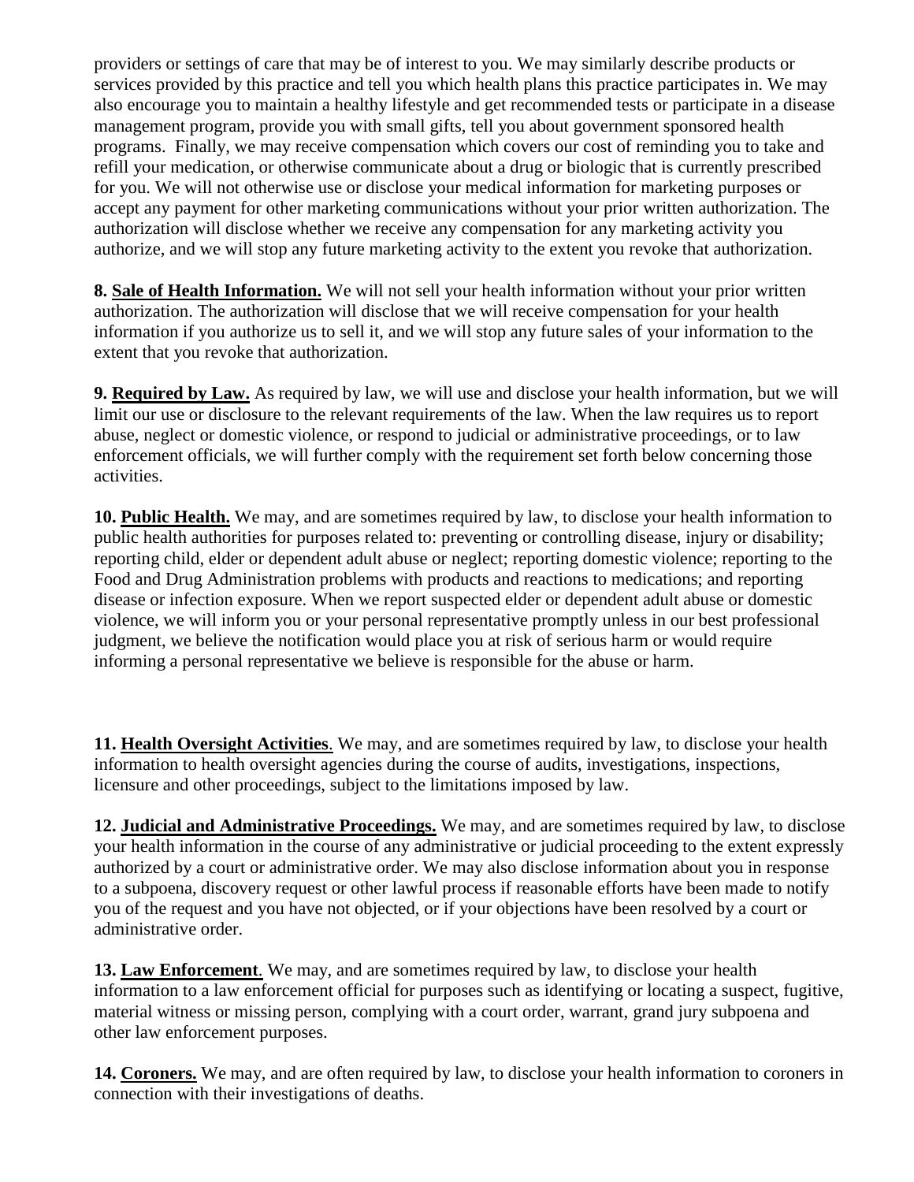providers or settings of care that may be of interest to you. We may similarly describe products or services provided by this practice and tell you which health plans this practice participates in. We may also encourage you to maintain a healthy lifestyle and get recommended tests or participate in a disease management program, provide you with small gifts, tell you about government sponsored health programs. Finally, we may receive compensation which covers our cost of reminding you to take and refill your medication, or otherwise communicate about a drug or biologic that is currently prescribed for you. We will not otherwise use or disclose your medical information for marketing purposes or accept any payment for other marketing communications without your prior written authorization. The authorization will disclose whether we receive any compensation for any marketing activity you authorize, and we will stop any future marketing activity to the extent you revoke that authorization.

**8. Sale of Health Information.** We will not sell your health information without your prior written authorization. The authorization will disclose that we will receive compensation for your health information if you authorize us to sell it, and we will stop any future sales of your information to the extent that you revoke that authorization.

**9. Required by Law.** As required by law, we will use and disclose your health information, but we will limit our use or disclosure to the relevant requirements of the law. When the law requires us to report abuse, neglect or domestic violence, or respond to judicial or administrative proceedings, or to law enforcement officials, we will further comply with the requirement set forth below concerning those activities.

**10. Public Health.** We may, and are sometimes required by law, to disclose your health information to public health authorities for purposes related to: preventing or controlling disease, injury or disability; reporting child, elder or dependent adult abuse or neglect; reporting domestic violence; reporting to the Food and Drug Administration problems with products and reactions to medications; and reporting disease or infection exposure. When we report suspected elder or dependent adult abuse or domestic violence, we will inform you or your personal representative promptly unless in our best professional judgment, we believe the notification would place you at risk of serious harm or would require informing a personal representative we believe is responsible for the abuse or harm.

**11. Health Oversight Activities**. We may, and are sometimes required by law, to disclose your health information to health oversight agencies during the course of audits, investigations, inspections, licensure and other proceedings, subject to the limitations imposed by law.

**12. Judicial and Administrative Proceedings.** We may, and are sometimes required by law, to disclose your health information in the course of any administrative or judicial proceeding to the extent expressly authorized by a court or administrative order. We may also disclose information about you in response to a subpoena, discovery request or other lawful process if reasonable efforts have been made to notify you of the request and you have not objected, or if your objections have been resolved by a court or administrative order.

**13. Law Enforcement**. We may, and are sometimes required by law, to disclose your health information to a law enforcement official for purposes such as identifying or locating a suspect, fugitive, material witness or missing person, complying with a court order, warrant, grand jury subpoena and other law enforcement purposes.

**14. Coroners.** We may, and are often required by law, to disclose your health information to coroners in connection with their investigations of deaths.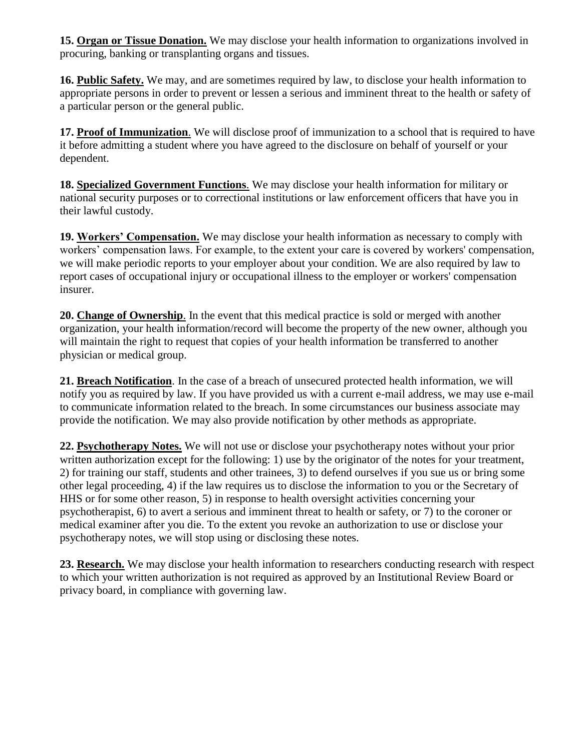**15. Organ or Tissue Donation.** We may disclose your health information to organizations involved in procuring, banking or transplanting organs and tissues.

**16. Public Safety.** We may, and are sometimes required by law, to disclose your health information to appropriate persons in order to prevent or lessen a serious and imminent threat to the health or safety of a particular person or the general public.

**17. Proof of Immunization**. We will disclose proof of immunization to a school that is required to have it before admitting a student where you have agreed to the disclosure on behalf of yourself or your dependent.

**18. Specialized Government Functions**. We may disclose your health information for military or national security purposes or to correctional institutions or law enforcement officers that have you in their lawful custody.

**19. Workers' Compensation.** We may disclose your health information as necessary to comply with workers' compensation laws. For example, to the extent your care is covered by workers' compensation, we will make periodic reports to your employer about your condition. We are also required by law to report cases of occupational injury or occupational illness to the employer or workers' compensation insurer.

**20. Change of Ownership**. In the event that this medical practice is sold or merged with another organization, your health information/record will become the property of the new owner, although you will maintain the right to request that copies of your health information be transferred to another physician or medical group.

**21. Breach Notification**. In the case of a breach of unsecured protected health information, we will notify you as required by law. If you have provided us with a current e-mail address, we may use e-mail to communicate information related to the breach. In some circumstances our business associate may provide the notification. We may also provide notification by other methods as appropriate.

**22. Psychotherapy Notes.** We will not use or disclose your psychotherapy notes without your prior written authorization except for the following: 1) use by the originator of the notes for your treatment, 2) for training our staff, students and other trainees, 3) to defend ourselves if you sue us or bring some other legal proceeding, 4) if the law requires us to disclose the information to you or the Secretary of HHS or for some other reason, 5) in response to health oversight activities concerning your psychotherapist, 6) to avert a serious and imminent threat to health or safety, or 7) to the coroner or medical examiner after you die. To the extent you revoke an authorization to use or disclose your psychotherapy notes, we will stop using or disclosing these notes.

**23. Research.** We may disclose your health information to researchers conducting research with respect to which your written authorization is not required as approved by an Institutional Review Board or privacy board, in compliance with governing law.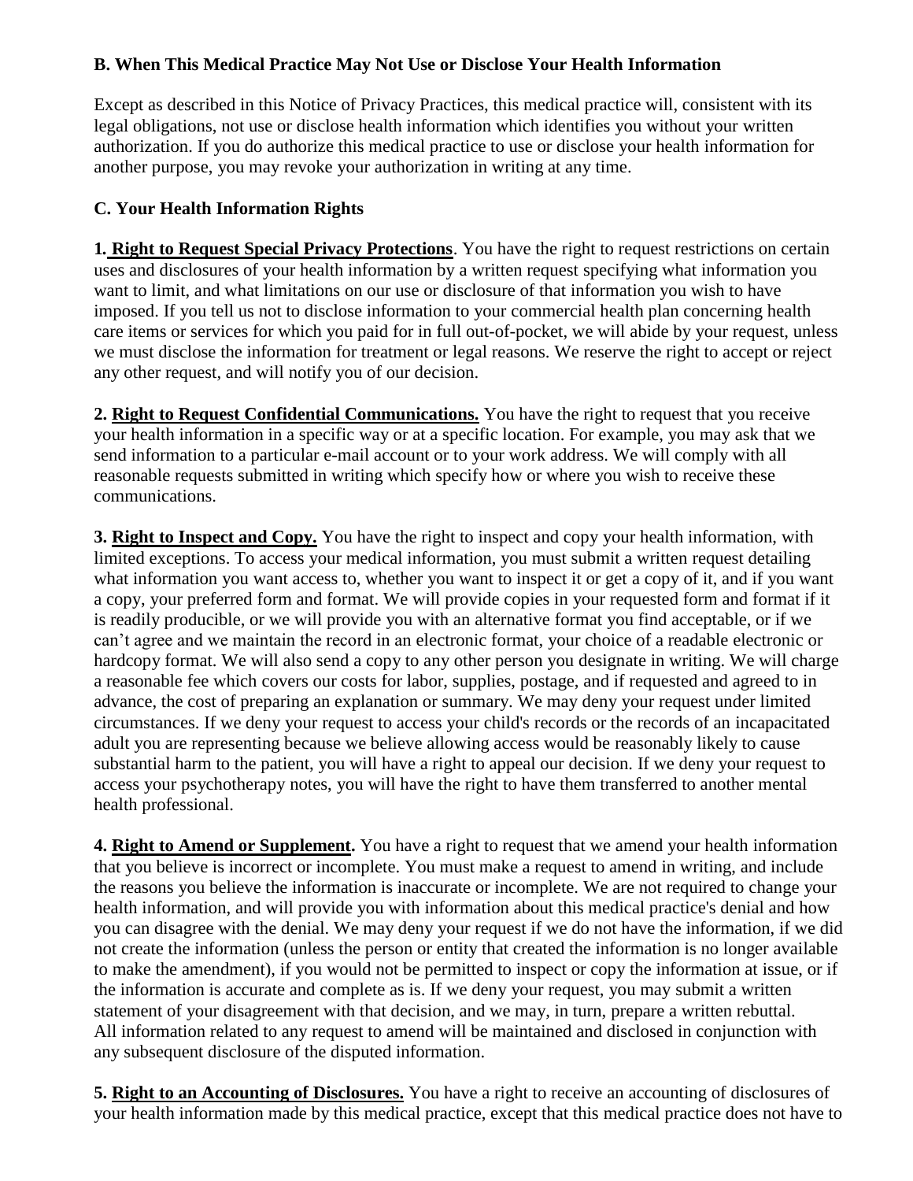### B. When This Medical Practice May Not Use or Disclose Your Health Information

Except as described in this Notice of Privacy Practices, this medical practice will, consistent with its legal obligations, not use or disclose health information which identifies you without your written authorization. If you do authorize this medical practice to use or disclose your health information for another purpose, you may revoke your authorization in writing at any time.

### C. Your Health Information Rights

**1. Right to Request Special Privacy Protections**. You have the right to request restrictions on certain uses and disclosures of your health information by a written request specifying what information you want to limit, and what limitations on our use or disclosure of that information you wish to have imposed. If you tell us not to disclose information to your commercial health plan concerning health care items or services for which you paid for in full out-of-pocket, we will abide by your request, unless we must disclose the information for treatment or legal reasons. We reserve the right to accept or reject any other request, and will notify you of our decision.

**2. Right to Request Confidential Communications.** You have the right to request that you receive your health information in a specific way or at a specific location. For example, you may ask that we send information to a particular e-mail account or to your work address. We will comply with all reasonable requests submitted in writing which specify how or where you wish to receive these communications.

**3. Right to Inspect and Copy.** You have the right to inspect and copy your health information, with limited exceptions. To access your medical information, you must submit a written request detailing what information you want access to, whether you want to inspect it or get a copy of it, and if you want a copy, your preferred form and format. We will provide copies in your requested form and format if it is readily producible, or we will provide you with an alternative format you find acceptable, or if we can't agree and we maintain the record in an electronic format, your choice of a readable electronic or hardcopy format. We will also send a copy to any other person you designate in writing. We will charge a reasonable fee which covers our costs for labor, supplies, postage, and if requested and agreed to in advance, the cost of preparing an explanation or summary. We may deny your request under limited circumstances. If we deny your request to access your child's records or the records of an incapacitated adult you are representing because we believe allowing access would be reasonably likely to cause substantial harm to the patient, you will have a right to appeal our decision. If we deny your request to access your psychotherapy notes, you will have the right to have them transferred to another mental health professional.

**4. Right to Amend or Supplement.** You have a right to request that we amend your health information that you believe is incorrect or incomplete. You must make a request to amend in writing, and include the reasons you believe the information is inaccurate or incomplete. We are not required to change your health information, and will provide you with information about this medical practice's denial and how you can disagree with the denial. We may deny your request if we do not have the information, if we did not create the information (unless the person or entity that created the information is no longer available to make the amendment), if you would not be permitted to inspect or copy the information at issue, or if the information is accurate and complete as is. If we deny your request, you may submit a written statement of your disagreement with that decision, and we may, in turn, prepare a written rebuttal. All information related to any request to amend will be maintained and disclosed in conjunction with any subsequent disclosure of the disputed information.

**5. Right to an Accounting of Disclosures.** You have a right to receive an accounting of disclosures of your health information made by this medical practice, except that this medical practice does not have to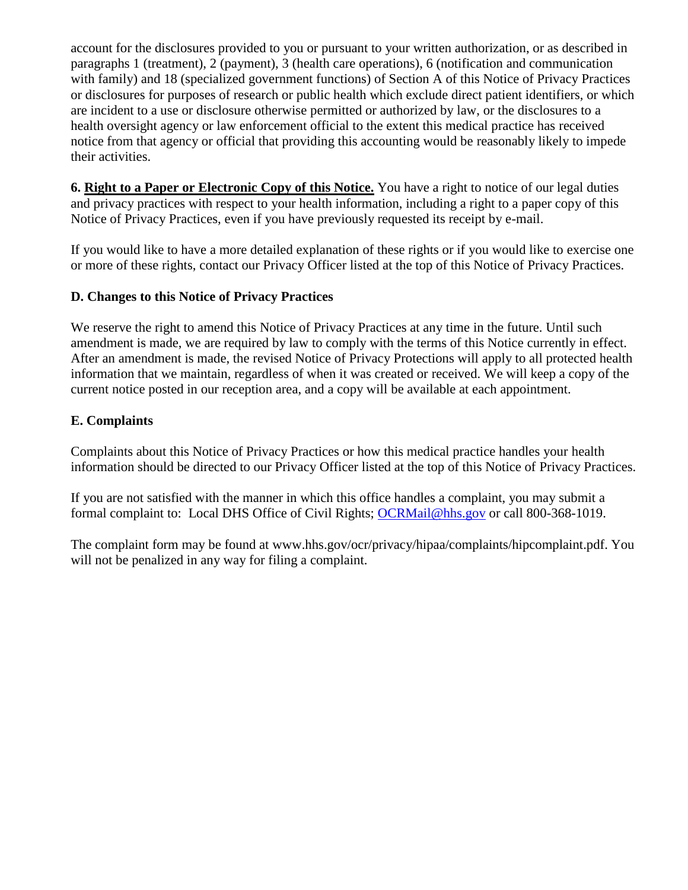account for the disclosures provided to you or pursuant to your written authorization, or as described in paragraphs 1 (treatment), 2 (payment), 3 (health care operations), 6 (notification and communication with family) and 18 (specialized government functions) of Section A of this Notice of Privacy Practices or disclosures for purposes of research or public health which exclude direct patient identifiers, or which are incident to a use or disclosure otherwise permitted or authorized by law, or the disclosures to a health oversight agency or law enforcement official to the extent this medical practice has received notice from that agency or official that providing this accounting would be reasonably likely to impede their activities.

**6. Right to a Paper or Electronic Copy of this Notice.** You have a right to notice of our legal duties and privacy practices with respect to your health information, including a right to a paper copy of this Notice of Privacy Practices, even if you have previously requested its receipt by e-mail.

If you would like to have a more detailed explanation of these rights or if you would like to exercise one or more of these rights, contact our Privacy Officer listed at the top of this Notice of Privacy Practices.

### D. Changes to this Notice of Privacy Practices

We reserve the right to amend this Notice of Privacy Practices at any time in the future. Until such amendment is made, we are required by law to comply with the terms of this Notice currently in effect. After an amendment is made, the revised Notice of Privacy Protections will apply to all protected health information that we maintain, regardless of when it was created or received. We will keep a copy of the current notice posted in our reception area, and a copy will be available at each appointment.

### E. Complaints

Complaints about this Notice of Privacy Practices or how this medical practice handles your health information should be directed to our Privacy Officer listed at the top of this Notice of Privacy Practices.

If you are not satisfied with the manner in which this office handles a complaint, you may submit a formal complaint to: Local DHS Office of Civil Rights; OCRMail@hhs.gov or call 800-368-1019.

The complaint form may be found at www.hhs.gov/ocr/privacy/hipaa/complaints/hipcomplaint.pdf. You will not be penalized in any way for filing a complaint.